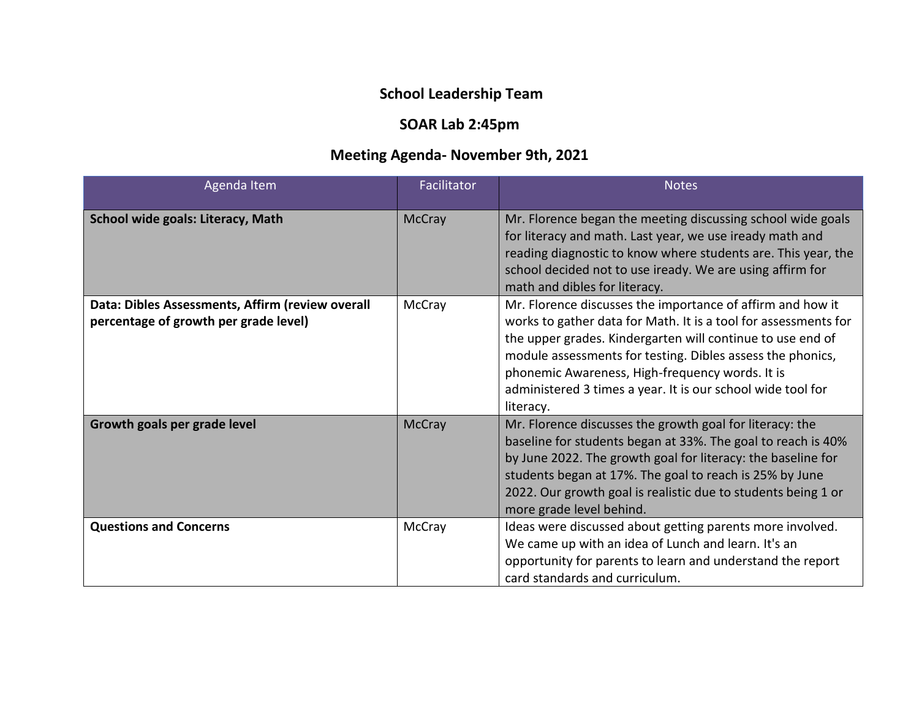# School Leadership Team

## SOAR Lab 2:45pm

## Meeting Agenda- November 9th, 2021

| Agenda Item | Facilitator | Notes |
|---|---|---|
| **School wide goals: Literacy, Math** | McCray | Mr. Florence began the meeting discussing school wide goals for literacy and math. Last year, we use iready math and reading diagnostic to know where students are. This year, the school decided not to use iready. We are using affirm for math and dibles for literacy. |
| **Data: Dibles Assessments, Affirm (review overall percentage of growth per grade level)** | McCray | Mr. Florence discusses the importance of affirm and how it works to gather data for Math. It is a tool for assessments for the upper grades. Kindergarten will continue to use end of module assessments for testing. Dibles assess the phonics, phonemic Awareness, High-frequency words. It is administered 3 times a year. It is our school wide tool for literacy. |
| **Growth goals per grade level** | McCray | Mr. Florence discusses the growth goal for literacy: the baseline for students began at 33%. The goal to reach is 40% by June 2022. The growth goal for literacy: the baseline for students began at 17%. The goal to reach is 25% by June 2022. Our growth goal is realistic due to students being 1 or more grade level behind. |
| **Questions and Concerns** | McCray | Ideas were discussed about getting parents more involved. We came up with an idea of Lunch and learn. It's an opportunity for parents to learn and understand the report card standards and curriculum. |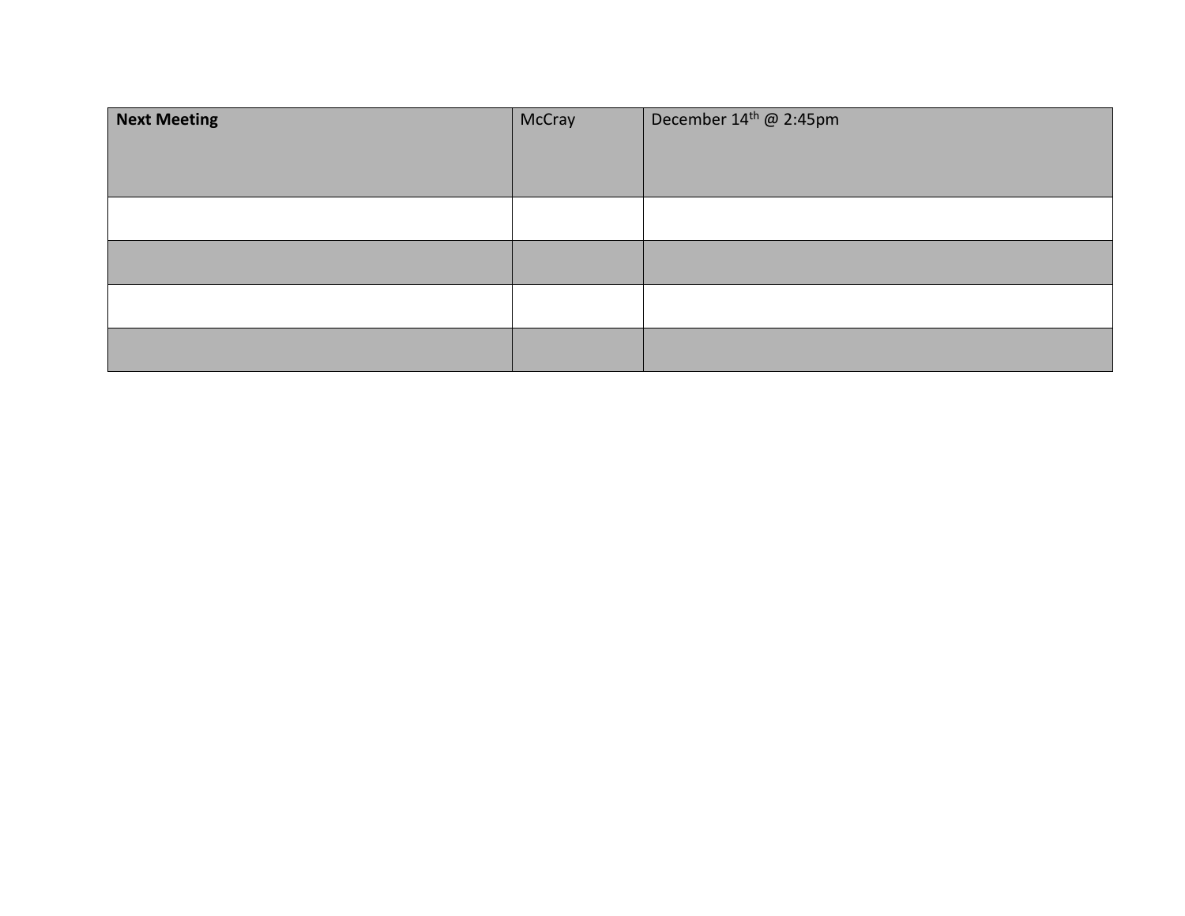| | | |
|---|---|---|
| **Next Meeting** | McCray | December 14th @ 2:45pm |
| | | |
| | | |
| | | |
| | | |